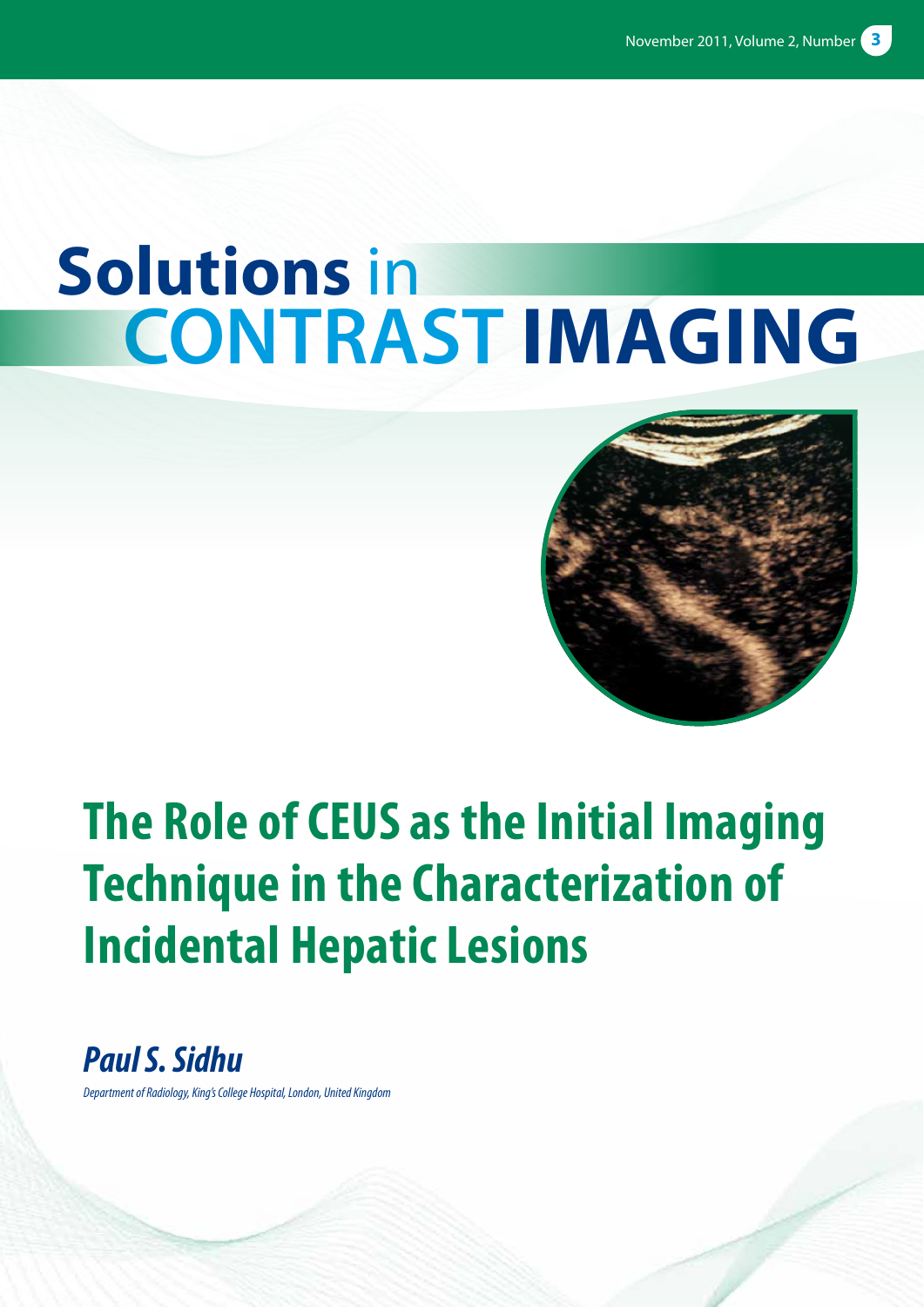# Solutions in CONTRAST IMAGING

## The Role of CEUS as the Initial Imaging Technique in the Characterization of Incidental Hepatic Lesions

***Paul S. Sidhu***

*Department of Radiology, King's College Hospital, London, United Kingdom*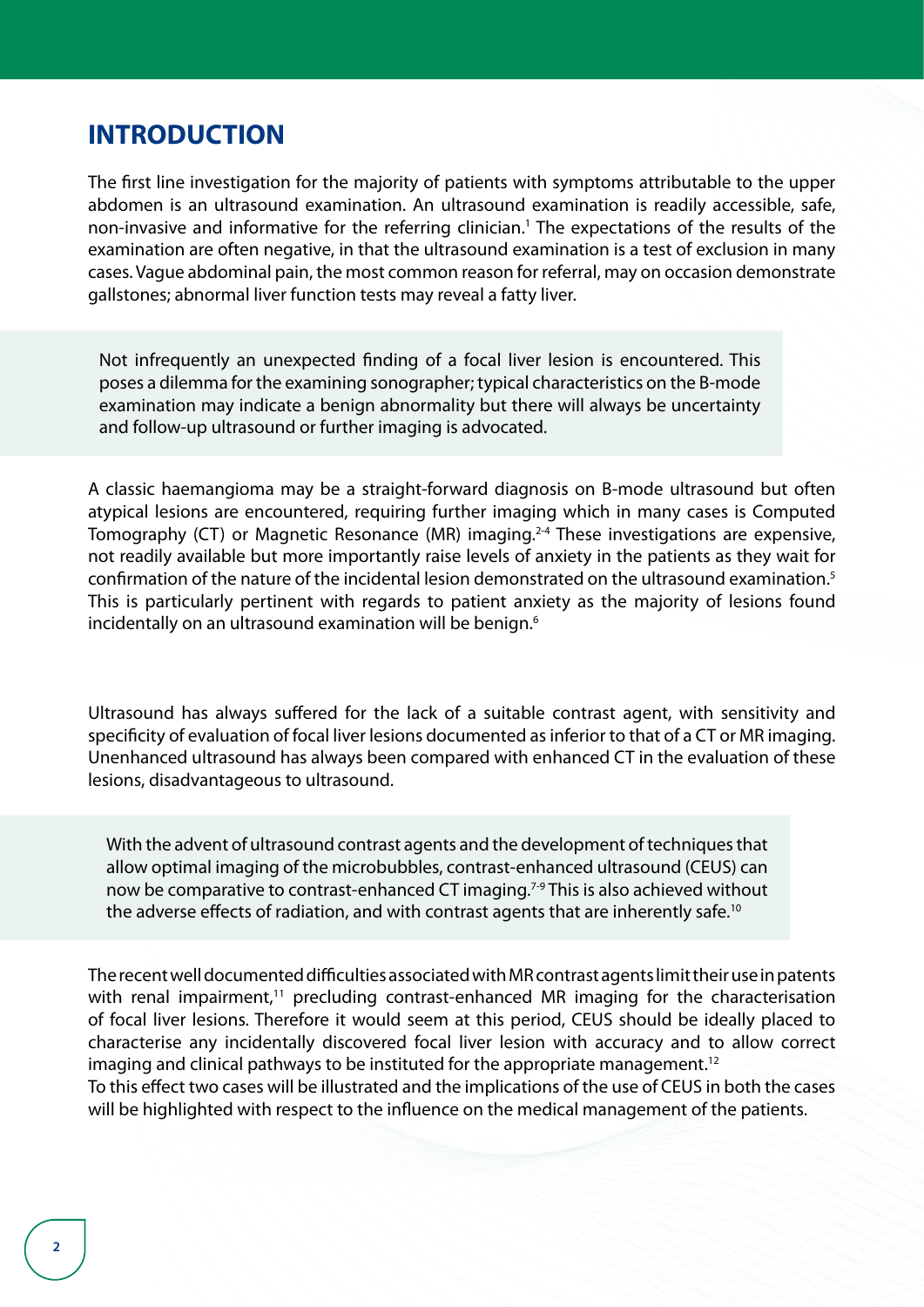# INTRODUCTION

The first line investigation for the majority of patients with symptoms attributable to the upper abdomen is an ultrasound examination. An ultrasound examination is readily accessible, safe, non-invasive and informative for the referring clinician.[1] The expectations of the results of the examination are often negative, in that the ultrasound examination is a test of exclusion in many cases. Vague abdominal pain, the most common reason for referral, may on occasion demonstrate gallstones; abnormal liver function tests may reveal a fatty liver.

Not infrequently an unexpected finding of a focal liver lesion is encountered. This poses a dilemma for the examining sonographer; typical characteristics on the B-mode examination may indicate a benign abnormality but there will always be uncertainty and follow-up ultrasound or further imaging is advocated.

A classic haemangioma may be a straight-forward diagnosis on B-mode ultrasound but often atypical lesions are encountered, requiring further imaging which in many cases is Computed Tomography (CT) or Magnetic Resonance (MR) imaging.[2-4] These investigations are expensive, not readily available but more importantly raise levels of anxiety in the patients as they wait for confirmation of the nature of the incidental lesion demonstrated on the ultrasound examination.[5] This is particularly pertinent with regards to patient anxiety as the majority of lesions found incidentally on an ultrasound examination will be benign.[6]

Ultrasound has always suffered for the lack of a suitable contrast agent, with sensitivity and specificity of evaluation of focal liver lesions documented as inferior to that of a CT or MR imaging. Unenhanced ultrasound has always been compared with enhanced CT in the evaluation of these lesions, disadvantageous to ultrasound.

With the advent of ultrasound contrast agents and the development of techniques that allow optimal imaging of the microbubbles, contrast-enhanced ultrasound (CEUS) can now be comparative to contrast-enhanced CT imaging.[7-9] This is also achieved without the adverse effects of radiation, and with contrast agents that are inherently safe.[10]

The recent well documented difficulties associated with MR contrast agents limit their use in patents with renal impairment,[11] precluding contrast-enhanced MR imaging for the characterisation of focal liver lesions. Therefore it would seem at this period, CEUS should be ideally placed to characterise any incidentally discovered focal liver lesion with accuracy and to allow correct imaging and clinical pathways to be instituted for the appropriate management.[12]
To this effect two cases will be illustrated and the implications of the use of CEUS in both the cases will be highlighted with respect to the influence on the medical management of the patients.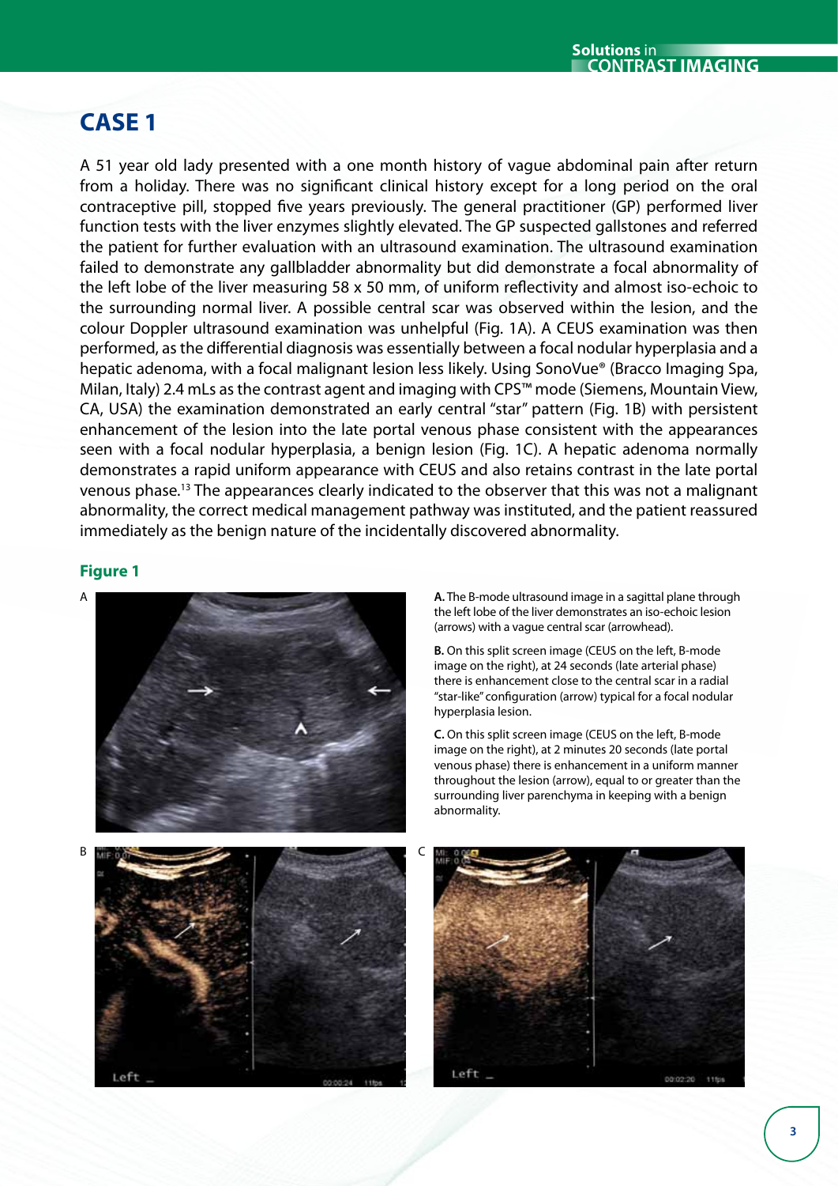# CASE 1

A 51 year old lady presented with a one month history of vague abdominal pain after return from a holiday. There was no significant clinical history except for a long period on the oral contraceptive pill, stopped five years previously. The general practitioner (GP) performed liver function tests with the liver enzymes slightly elevated. The GP suspected gallstones and referred the patient for further evaluation with an ultrasound examination. The ultrasound examination failed to demonstrate any gallbladder abnormality but did demonstrate a focal abnormality of the left lobe of the liver measuring 58 x 50 mm, of uniform reflectivity and almost iso-echoic to the surrounding normal liver. A possible central scar was observed within the lesion, and the colour Doppler ultrasound examination was unhelpful (Fig. 1A). A CEUS examination was then performed, as the differential diagnosis was essentially between a focal nodular hyperplasia and a hepatic adenoma, with a focal malignant lesion less likely. Using SonoVue® (Bracco Imaging Spa, Milan, Italy) 2.4 mLs as the contrast agent and imaging with CPS™ mode (Siemens, Mountain View, CA, USA) the examination demonstrated an early central "star" pattern (Fig. 1B) with persistent enhancement of the lesion into the late portal venous phase consistent with the appearances seen with a focal nodular hyperplasia, a benign lesion (Fig. 1C). A hepatic adenoma normally demonstrates a rapid uniform appearance with CEUS and also retains contrast in the late portal venous phase.[13] The appearances clearly indicated to the observer that this was not a malignant abnormality, the correct medical management pathway was instituted, and the patient reassured immediately as the benign nature of the incidentally discovered abnormality.

## Figure 1

**A.** The B-mode ultrasound image in a sagittal plane through the left lobe of the liver demonstrates an iso-echoic lesion (arrows) with a vague central scar (arrowhead).

**B.** On this split screen image (CEUS on the left, B-mode image on the right), at 24 seconds (late arterial phase) there is enhancement close to the central scar in a radial "star-like" configuration (arrow) typical for a focal nodular hyperplasia lesion.

**C.** On this split screen image (CEUS on the left, B-mode image on the right), at 2 minutes 20 seconds (late portal venous phase) there is enhancement in a uniform manner throughout the lesion (arrow), equal to or greater than the surrounding liver parenchyma in keeping with a benign abnormality.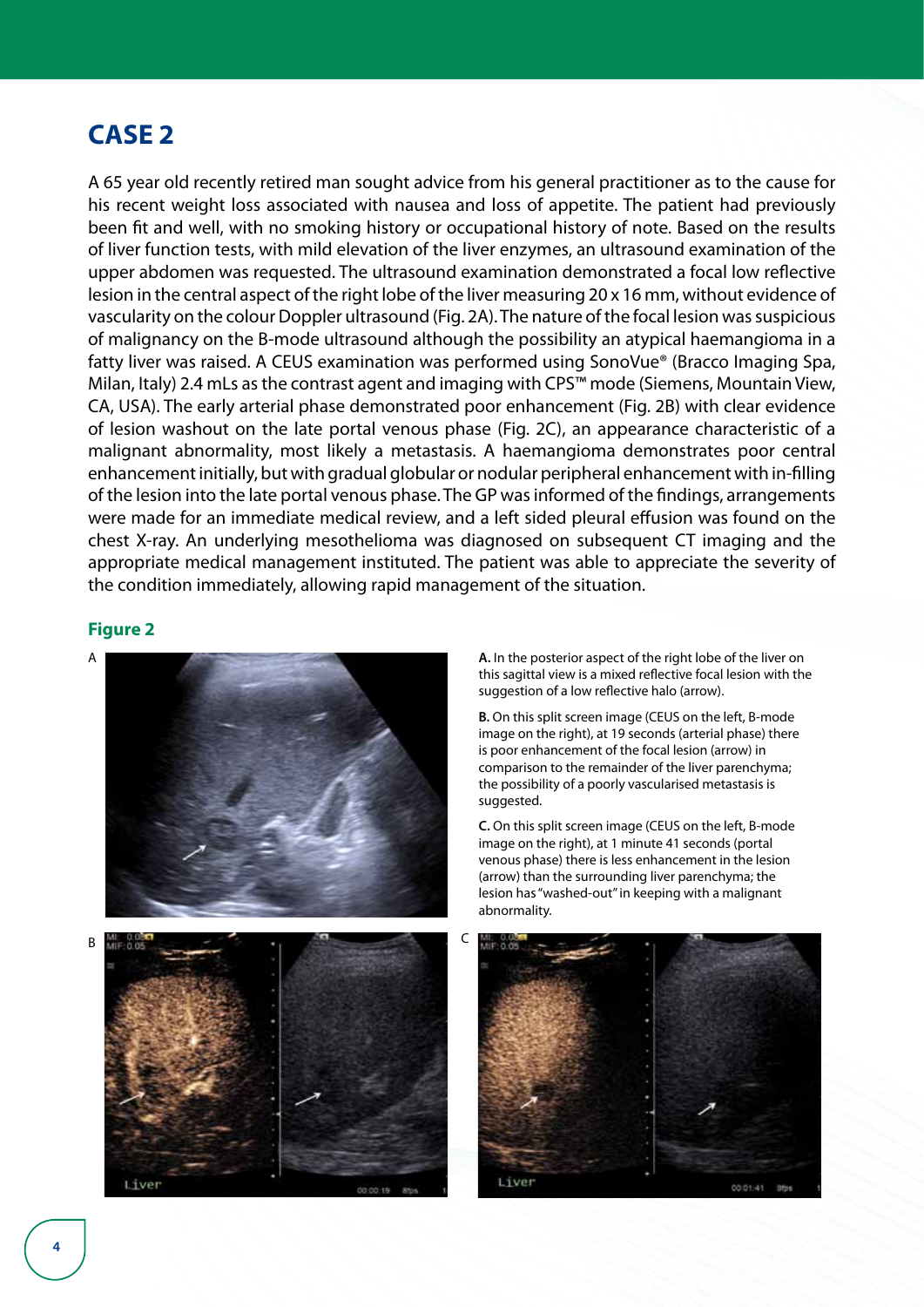# CASE 2

A 65 year old recently retired man sought advice from his general practitioner as to the cause for his recent weight loss associated with nausea and loss of appetite. The patient had previously been fit and well, with no smoking history or occupational history of note. Based on the results of liver function tests, with mild elevation of the liver enzymes, an ultrasound examination of the upper abdomen was requested. The ultrasound examination demonstrated a focal low reflective lesion in the central aspect of the right lobe of the liver measuring 20 x 16 mm, without evidence of vascularity on the colour Doppler ultrasound (Fig. 2A). The nature of the focal lesion was suspicious of malignancy on the B-mode ultrasound although the possibility an atypical haemangioma in a fatty liver was raised. A CEUS examination was performed using SonoVue® (Bracco Imaging Spa, Milan, Italy) 2.4 mLs as the contrast agent and imaging with CPS™ mode (Siemens, Mountain View, CA, USA). The early arterial phase demonstrated poor enhancement (Fig. 2B) with clear evidence of lesion washout on the late portal venous phase (Fig. 2C), an appearance characteristic of a malignant abnormality, most likely a metastasis. A haemangioma demonstrates poor central enhancement initially, but with gradual globular or nodular peripheral enhancement with in-filling of the lesion into the late portal venous phase. The GP was informed of the findings, arrangements were made for an immediate medical review, and a left sided pleural effusion was found on the chest X-ray. An underlying mesothelioma was diagnosed on subsequent CT imaging and the appropriate medical management instituted. The patient was able to appreciate the severity of the condition immediately, allowing rapid management of the situation.

## Figure 2

**A.** In the posterior aspect of the right lobe of the liver on this sagittal view is a mixed reflective focal lesion with the suggestion of a low reflective halo (arrow).

**B.** On this split screen image (CEUS on the left, B-mode image on the right), at 19 seconds (arterial phase) there is poor enhancement of the focal lesion (arrow) in comparison to the remainder of the liver parenchyma; the possibility of a poorly vascularised metastasis is suggested.

**C.** On this split screen image (CEUS on the left, B-mode image on the right), at 1 minute 41 seconds (portal venous phase) there is less enhancement in the lesion (arrow) than the surrounding liver parenchyma; the lesion has "washed-out" in keeping with a malignant abnormality.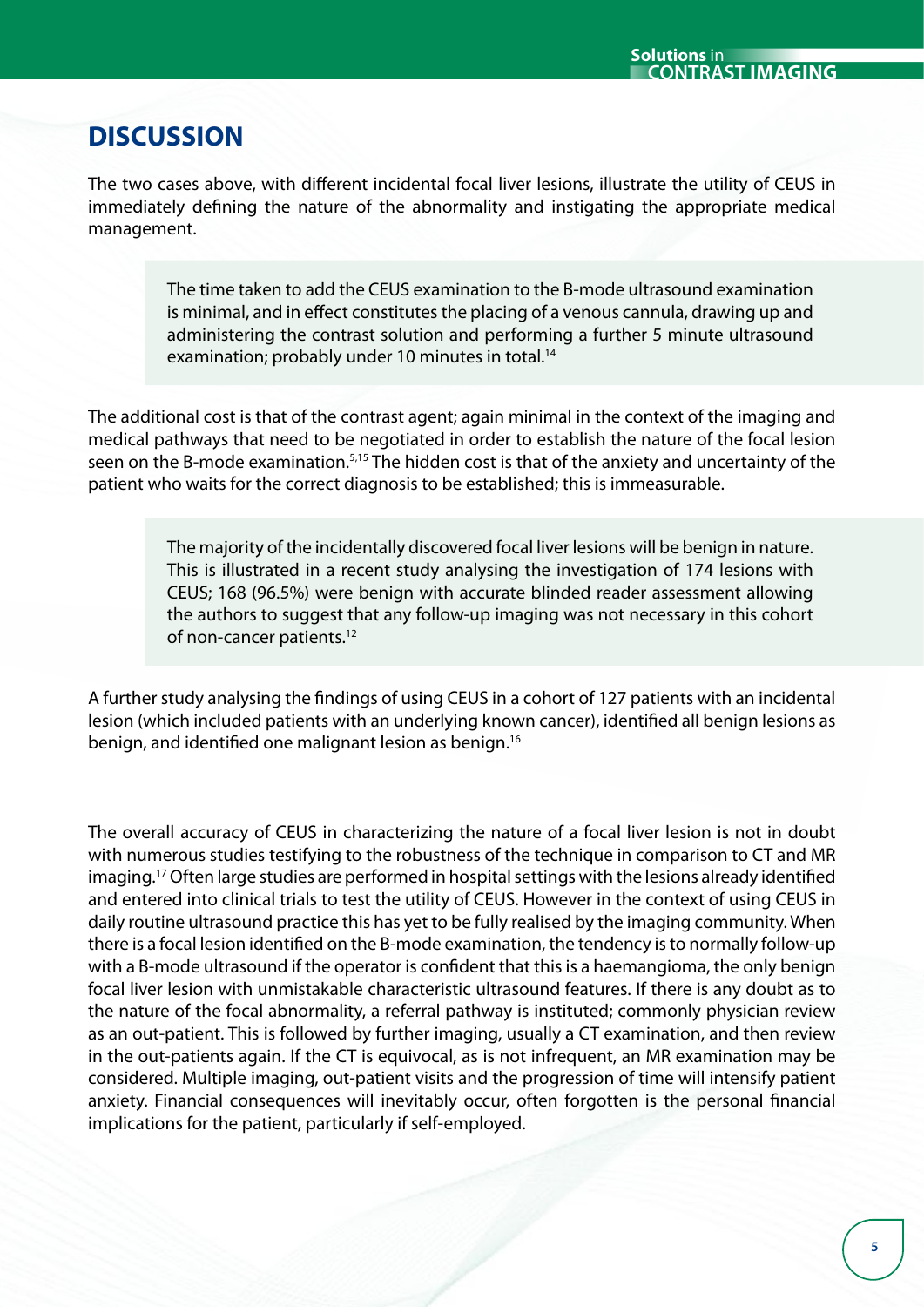## DISCUSSION

The two cases above, with different incidental focal liver lesions, illustrate the utility of CEUS in immediately defining the nature of the abnormality and instigating the appropriate medical management.

> The time taken to add the CEUS examination to the B-mode ultrasound examination is minimal, and in effect constitutes the placing of a venous cannula, drawing up and administering the contrast solution and performing a further 5 minute ultrasound examination; probably under 10 minutes in total.[14]

The additional cost is that of the contrast agent; again minimal in the context of the imaging and medical pathways that need to be negotiated in order to establish the nature of the focal lesion seen on the B-mode examination.[5,15] The hidden cost is that of the anxiety and uncertainty of the patient who waits for the correct diagnosis to be established; this is immeasurable.

> The majority of the incidentally discovered focal liver lesions will be benign in nature. This is illustrated in a recent study analysing the investigation of 174 lesions with CEUS; 168 (96.5%) were benign with accurate blinded reader assessment allowing the authors to suggest that any follow-up imaging was not necessary in this cohort of non-cancer patients.[12]

A further study analysing the findings of using CEUS in a cohort of 127 patients with an incidental lesion (which included patients with an underlying known cancer), identified all benign lesions as benign, and identified one malignant lesion as benign.[16]

The overall accuracy of CEUS in characterizing the nature of a focal liver lesion is not in doubt with numerous studies testifying to the robustness of the technique in comparison to CT and MR imaging.[17] Often large studies are performed in hospital settings with the lesions already identified and entered into clinical trials to test the utility of CEUS. However in the context of using CEUS in daily routine ultrasound practice this has yet to be fully realised by the imaging community. When there is a focal lesion identified on the B-mode examination, the tendency is to normally follow-up with a B-mode ultrasound if the operator is confident that this is a haemangioma, the only benign focal liver lesion with unmistakable characteristic ultrasound features. If there is any doubt as to the nature of the focal abnormality, a referral pathway is instituted; commonly physician review as an out-patient. This is followed by further imaging, usually a CT examination, and then review in the out-patients again. If the CT is equivocal, as is not infrequent, an MR examination may be considered. Multiple imaging, out-patient visits and the progression of time will intensify patient anxiety. Financial consequences will inevitably occur, often forgotten is the personal financial implications for the patient, particularly if self-employed.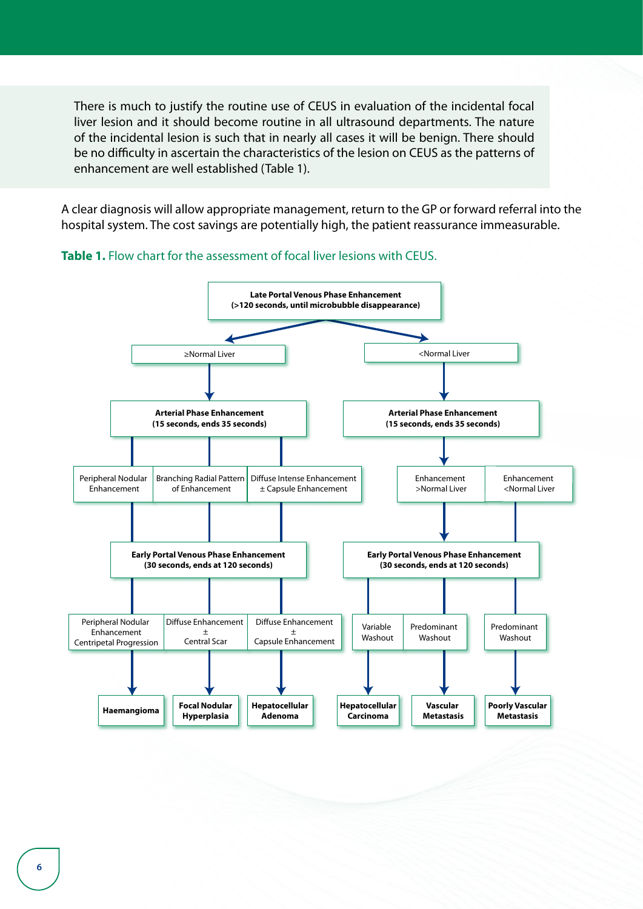There is much to justify the routine use of CEUS in evaluation of the incidental focal liver lesion and it should become routine in all ultrasound departments. The nature of the incidental lesion is such that in nearly all cases it will be benign. There should be no difficulty in ascertain the characteristics of the lesion on CEUS as the patterns of enhancement are well established (Table 1).

A clear diagnosis will allow appropriate management, return to the GP or forward referral into the hospital system. The cost savings are potentially high, the patient reassurance immeasurable.

**Table 1.** Flow chart for the assessment of focal liver lesions with CEUS.

**Late Portal Venous Phase Enhancement (>120 seconds, until microbubble disappearance)**

- ≥Normal Liver
  - **Arterial Phase Enhancement (15 seconds, ends 35 seconds)**
    - Peripheral Nodular Enhancement
      - **Early Portal Venous Phase Enhancement (30 seconds, ends at 120 seconds)**
        - Peripheral Nodular Enhancement Centripetal Progression → **Haemangioma**
    - Branching Radial Pattern of Enhancement
      - **Early Portal Venous Phase Enhancement (30 seconds, ends at 120 seconds)**
        - Diffuse Enhancement ± Central Scar → **Focal Nodular Hyperplasia**
    - Diffuse Intense Enhancement ± Capsule Enhancement
      - **Early Portal Venous Phase Enhancement (30 seconds, ends at 120 seconds)**
        - Diffuse Enhancement ± Capsule Enhancement → **Hepatocellular Adenoma**
- <Normal Liver
  - **Arterial Phase Enhancement (15 seconds, ends 35 seconds)**
    - Enhancement >Normal Liver
      - **Early Portal Venous Phase Enhancement (30 seconds, ends at 120 seconds)**
        - Variable Washout → **Hepatocellular Carcinoma**
        - Predominant Washout → **Vascular Metastasis**
    - Enhancement <Normal Liver
      - **Early Portal Venous Phase Enhancement (30 seconds, ends at 120 seconds)**
        - Predominant Washout → **Poorly Vascular Metastasis**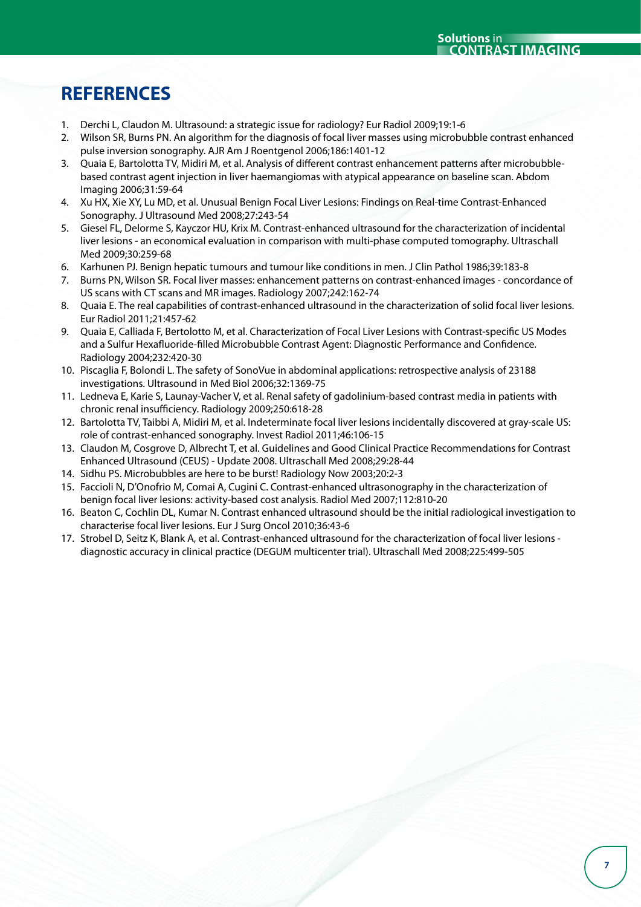## REFERENCES

1. Derchi L, Claudon M. Ultrasound: a strategic issue for radiology? Eur Radiol 2009;19:1-6
2. Wilson SR, Burns PN. An algorithm for the diagnosis of focal liver masses using microbubble contrast enhanced pulse inversion sonography. AJR Am J Roentgenol 2006;186:1401-12
3. Quaia E, Bartolotta TV, Midiri M, et al. Analysis of different contrast enhancement patterns after microbubble-based contrast agent injection in liver haemangiomas with atypical appearance on baseline scan. Abdom Imaging 2006;31:59-64
4. Xu HX, Xie XY, Lu MD, et al. Unusual Benign Focal Liver Lesions: Findings on Real-time Contrast-Enhanced Sonography. J Ultrasound Med 2008;27:243-54
5. Giesel FL, Delorme S, Kayczor HU, Krix M. Contrast-enhanced ultrasound for the characterization of incidental liver lesions - an economical evaluation in comparison with multi-phase computed tomography. Ultraschall Med 2009;30:259-68
6. Karhunen PJ. Benign hepatic tumours and tumour like conditions in men. J Clin Pathol 1986;39:183-8
7. Burns PN, Wilson SR. Focal liver masses: enhancement patterns on contrast-enhanced images - concordance of US scans with CT scans and MR images. Radiology 2007;242:162-74
8. Quaia E. The real capabilities of contrast-enhanced ultrasound in the characterization of solid focal liver lesions. Eur Radiol 2011;21:457-62
9. Quaia E, Calliada F, Bertolotto M, et al. Characterization of Focal Liver Lesions with Contrast-specific US Modes and a Sulfur Hexafluoride-filled Microbubble Contrast Agent: Diagnostic Performance and Confidence. Radiology 2004;232:420-30
10. Piscaglia F, Bolondi L. The safety of SonoVue in abdominal applications: retrospective analysis of 23188 investigations. Ultrasound in Med Biol 2006;32:1369-75
11. Ledneva E, Karie S, Launay-Vacher V, et al. Renal safety of gadolinium-based contrast media in patients with chronic renal insufficiency. Radiology 2009;250:618-28
12. Bartolotta TV, Taibbi A, Midiri M, et al. Indeterminate focal liver lesions incidentally discovered at gray-scale US: role of contrast-enhanced sonography. Invest Radiol 2011;46:106-15
13. Claudon M, Cosgrove D, Albrecht T, et al. Guidelines and Good Clinical Practice Recommendations for Contrast Enhanced Ultrasound (CEUS) - Update 2008. Ultraschall Med 2008;29:28-44
14. Sidhu PS. Microbubbles are here to be burst! Radiology Now 2003;20:2-3
15. Faccioli N, D'Onofrio M, Comai A, Cugini C. Contrast-enhanced ultrasonography in the characterization of benign focal liver lesions: activity-based cost analysis. Radiol Med 2007;112:810-20
16. Beaton C, Cochlin DL, Kumar N. Contrast enhanced ultrasound should be the initial radiological investigation to characterise focal liver lesions. Eur J Surg Oncol 2010;36:43-6
17. Strobel D, Seitz K, Blank A, et al. Contrast-enhanced ultrasound for the characterization of focal liver lesions - diagnostic accuracy in clinical practice (DEGUM multicenter trial). Ultraschall Med 2008;225:499-505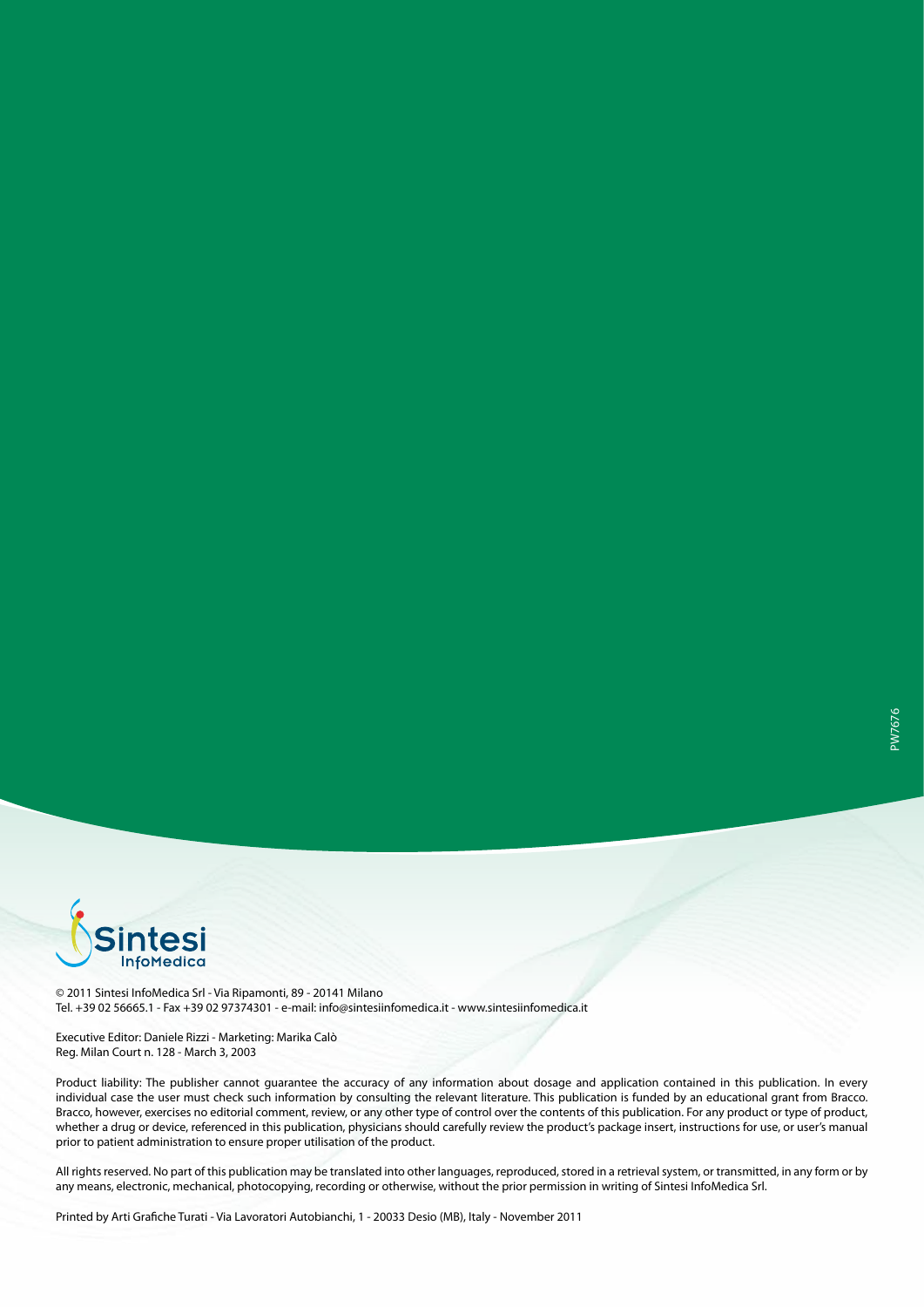Sintesi InfoMedica

© 2011 Sintesi InfoMedica Srl - Via Ripamonti, 89 - 20141 Milano
Tel. +39 02 56665.1 - Fax +39 02 97374301 - e-mail: info@sintesiinfomedica.it - www.sintesiinfomedica.it

Executive Editor: Daniele Rizzi - Marketing: Marika Calò
Reg. Milan Court n. 128 - March 3, 2003

Product liability: The publisher cannot guarantee the accuracy of any information about dosage and application contained in this publication. In every individual case the user must check such information by consulting the relevant literature. This publication is funded by an educational grant from Bracco. Bracco, however, exercises no editorial comment, review, or any other type of control over the contents of this publication. For any product or type of product, whether a drug or device, referenced in this publication, physicians should carefully review the product's package insert, instructions for use, or user's manual prior to patient administration to ensure proper utilisation of the product.

All rights reserved. No part of this publication may be translated into other languages, reproduced, stored in a retrieval system, or transmitted, in any form or by any means, electronic, mechanical, photocopying, recording or otherwise, without the prior permission in writing of Sintesi InfoMedica Srl.

Printed by Arti Grafiche Turati - Via Lavoratori Autobianchi, 1 - 20033 Desio (MB), Italy - November 2011

PW7676